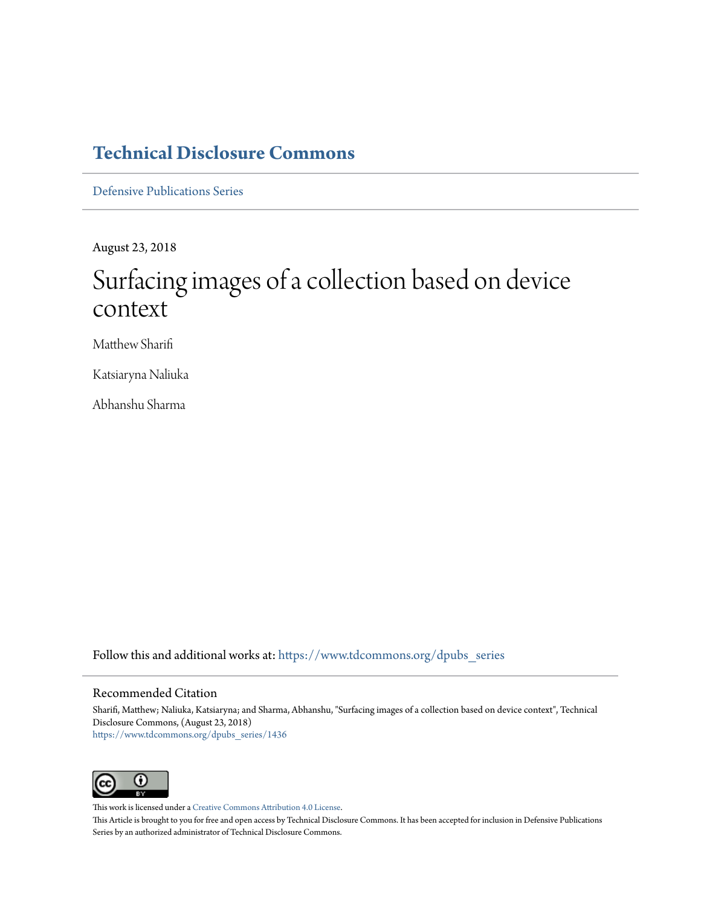# Technical Disclosure Commons

Defensive Publications Series

August 23, 2018

## Surfacing images of a collection based on device context

Matthew Sharifi

Katsiaryna Naliuka

Abhanshu Sharma

Follow this and additional works at: https://www.tdcommons.org/dpubs_series

### Recommended Citation

Sharifi, Matthew; Naliuka, Katsiaryna; and Sharma, Abhanshu, "Surfacing images of a collection based on device context", Technical Disclosure Commons, (August 23, 2018)
https://www.tdcommons.org/dpubs_series/1436

This work is licensed under a Creative Commons Attribution 4.0 License.

This Article is brought to you for free and open access by Technical Disclosure Commons. It has been accepted for inclusion in Defensive Publications Series by an authorized administrator of Technical Disclosure Commons.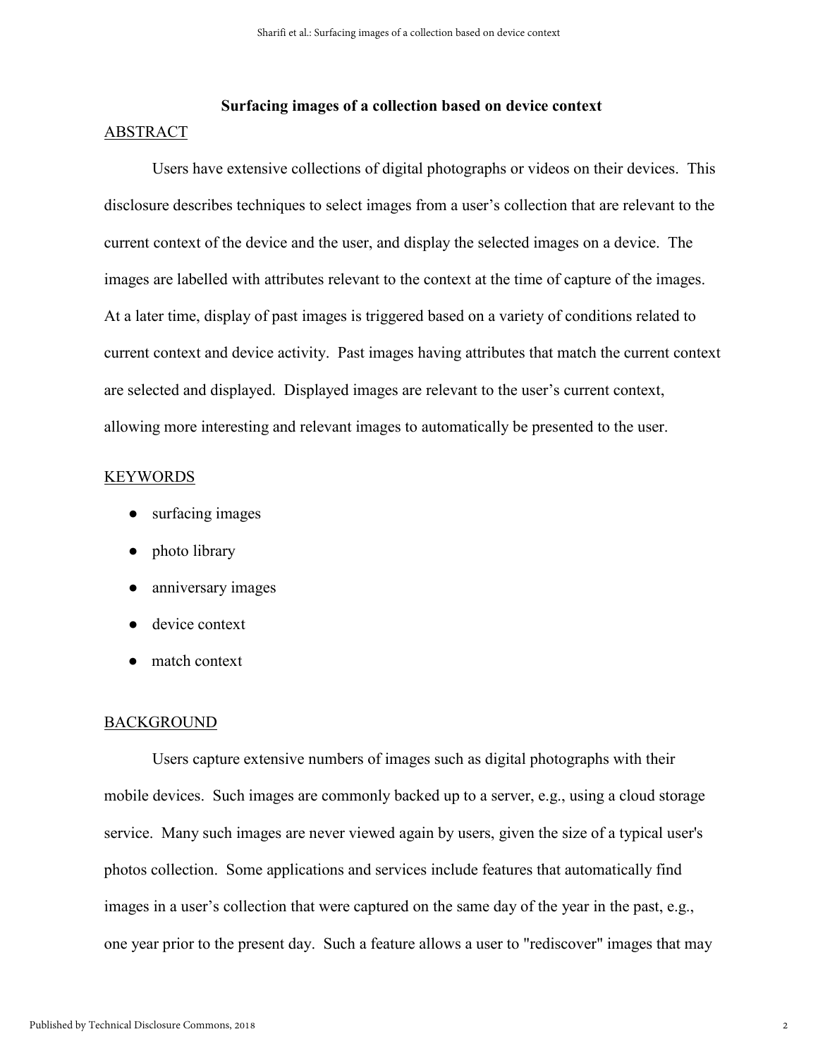# Surfacing images of a collection based on device context

## ABSTRACT

Users have extensive collections of digital photographs or videos on their devices. This disclosure describes techniques to select images from a user's collection that are relevant to the current context of the device and the user, and display the selected images on a device. The images are labelled with attributes relevant to the context at the time of capture of the images. At a later time, display of past images is triggered based on a variety of conditions related to current context and device activity. Past images having attributes that match the current context are selected and displayed. Displayed images are relevant to the user's current context, allowing more interesting and relevant images to automatically be presented to the user.

## KEYWORDS

- surfacing images
- photo library
- anniversary images
- device context
- match context

## BACKGROUND

Users capture extensive numbers of images such as digital photographs with their mobile devices. Such images are commonly backed up to a server, e.g., using a cloud storage service. Many such images are never viewed again by users, given the size of a typical user's photos collection. Some applications and services include features that automatically find images in a user's collection that were captured on the same day of the year in the past, e.g., one year prior to the present day. Such a feature allows a user to "rediscover" images that may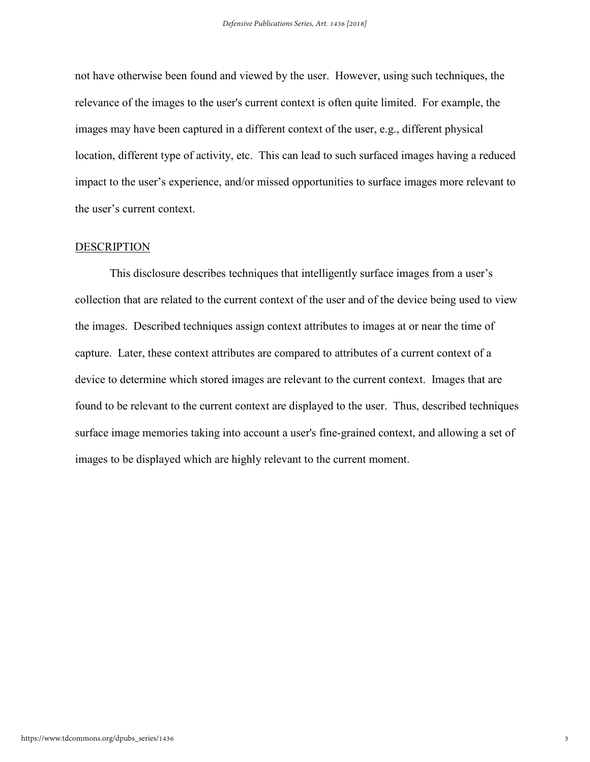not have otherwise been found and viewed by the user. However, using such techniques, the relevance of the images to the user's current context is often quite limited. For example, the images may have been captured in a different context of the user, e.g., different physical location, different type of activity, etc. This can lead to such surfaced images having a reduced impact to the user’s experience, and/or missed opportunities to surface images more relevant to the user’s current context.

## DESCRIPTION

This disclosure describes techniques that intelligently surface images from a user’s collection that are related to the current context of the user and of the device being used to view the images. Described techniques assign context attributes to images at or near the time of capture. Later, these context attributes are compared to attributes of a current context of a device to determine which stored images are relevant to the current context. Images that are found to be relevant to the current context are displayed to the user. Thus, described techniques surface image memories taking into account a user's fine-grained context, and allowing a set of images to be displayed which are highly relevant to the current moment.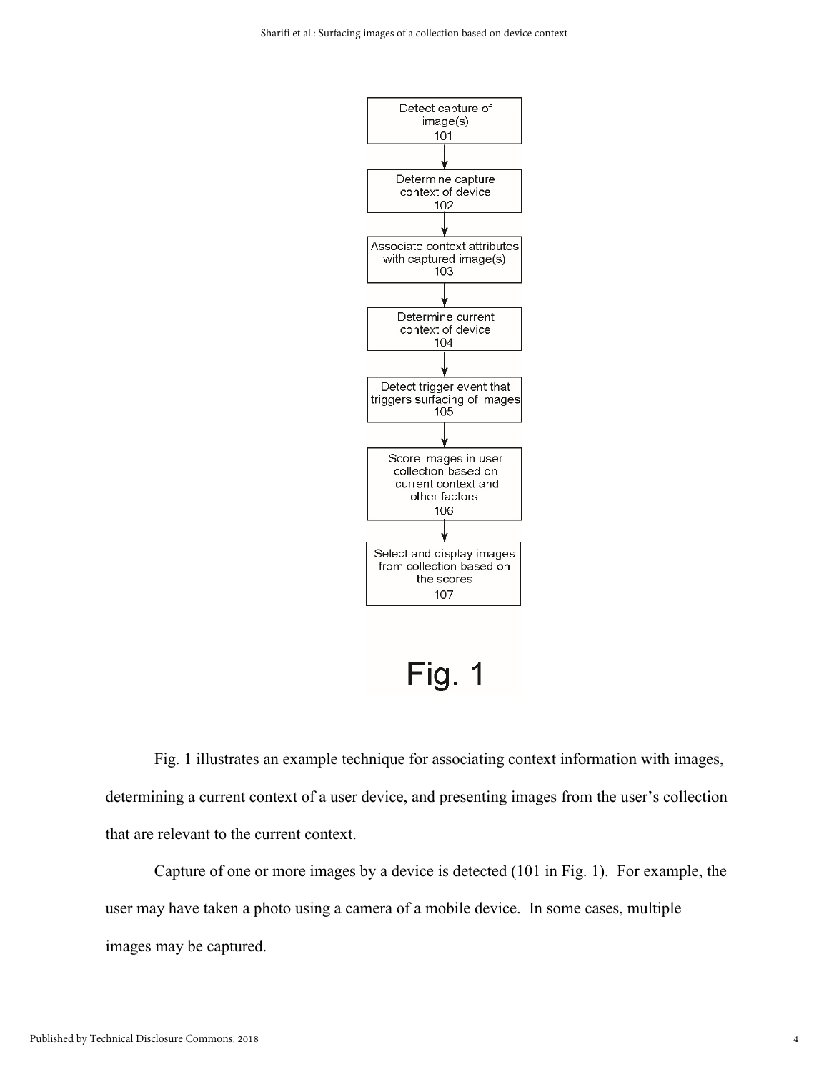Detect capture of image(s) 101

Determine capture context of device 102

Associate context attributes with captured image(s) 103

Determine current context of device 104

Detect trigger event that triggers surfacing of images 105

Score images in user collection based on current context and other factors 106

Select and display images from collection based on the scores 107

Fig. 1

Fig. 1 illustrates an example technique for associating context information with images, determining a current context of a user device, and presenting images from the user's collection that are relevant to the current context.

Capture of one or more images by a device is detected (101 in Fig. 1). For example, the user may have taken a photo using a camera of a mobile device. In some cases, multiple images may be captured.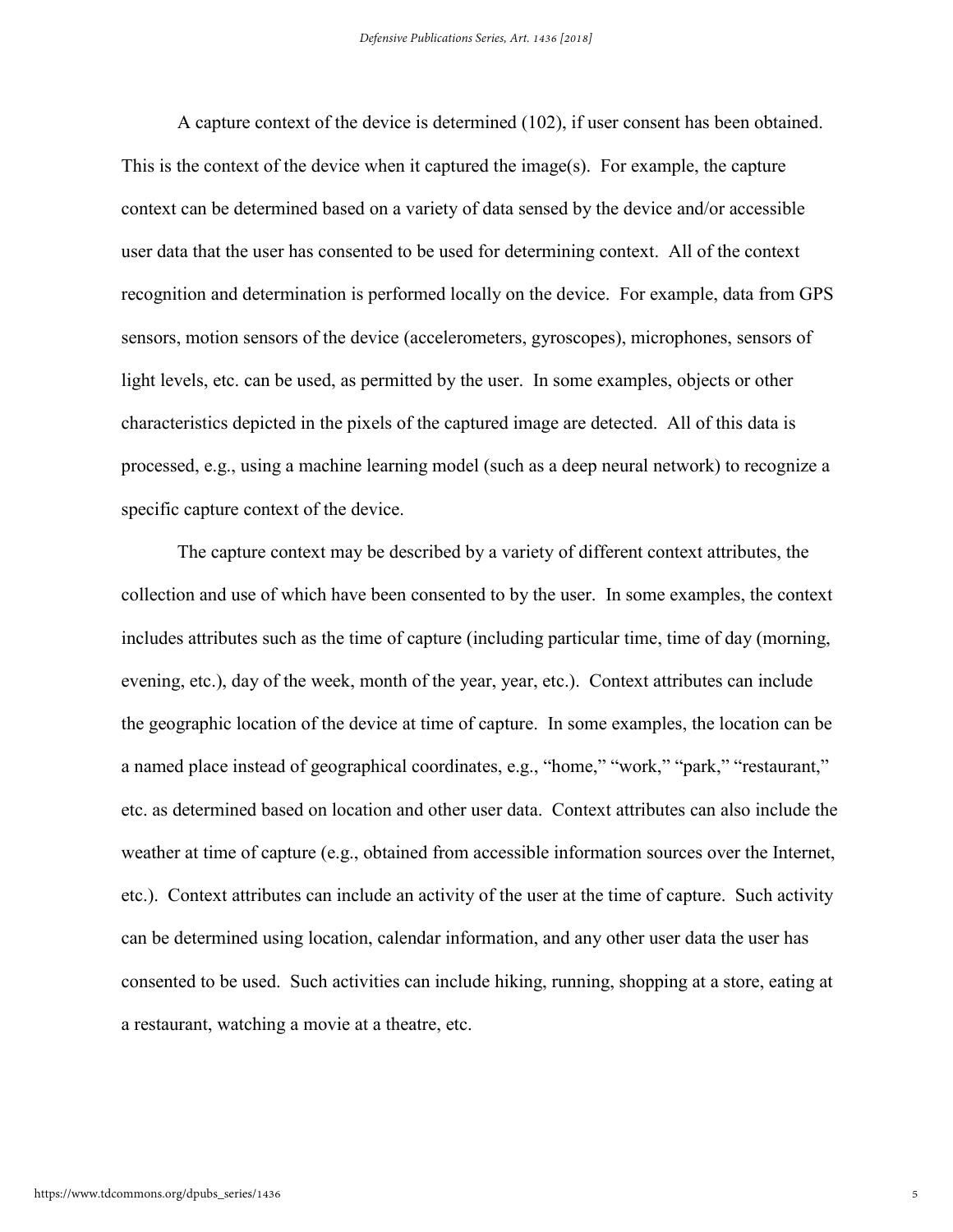A capture context of the device is determined (102), if user consent has been obtained. This is the context of the device when it captured the image(s). For example, the capture context can be determined based on a variety of data sensed by the device and/or accessible user data that the user has consented to be used for determining context. All of the context recognition and determination is performed locally on the device. For example, data from GPS sensors, motion sensors of the device (accelerometers, gyroscopes), microphones, sensors of light levels, etc. can be used, as permitted by the user. In some examples, objects or other characteristics depicted in the pixels of the captured image are detected. All of this data is processed, e.g., using a machine learning model (such as a deep neural network) to recognize a specific capture context of the device.

The capture context may be described by a variety of different context attributes, the collection and use of which have been consented to by the user. In some examples, the context includes attributes such as the time of capture (including particular time, time of day (morning, evening, etc.), day of the week, month of the year, year, etc.). Context attributes can include the geographic location of the device at time of capture. In some examples, the location can be a named place instead of geographical coordinates, e.g., "home," "work," "park," "restaurant," etc. as determined based on location and other user data. Context attributes can also include the weather at time of capture (e.g., obtained from accessible information sources over the Internet, etc.). Context attributes can include an activity of the user at the time of capture. Such activity can be determined using location, calendar information, and any other user data the user has consented to be used. Such activities can include hiking, running, shopping at a store, eating at a restaurant, watching a movie at a theatre, etc.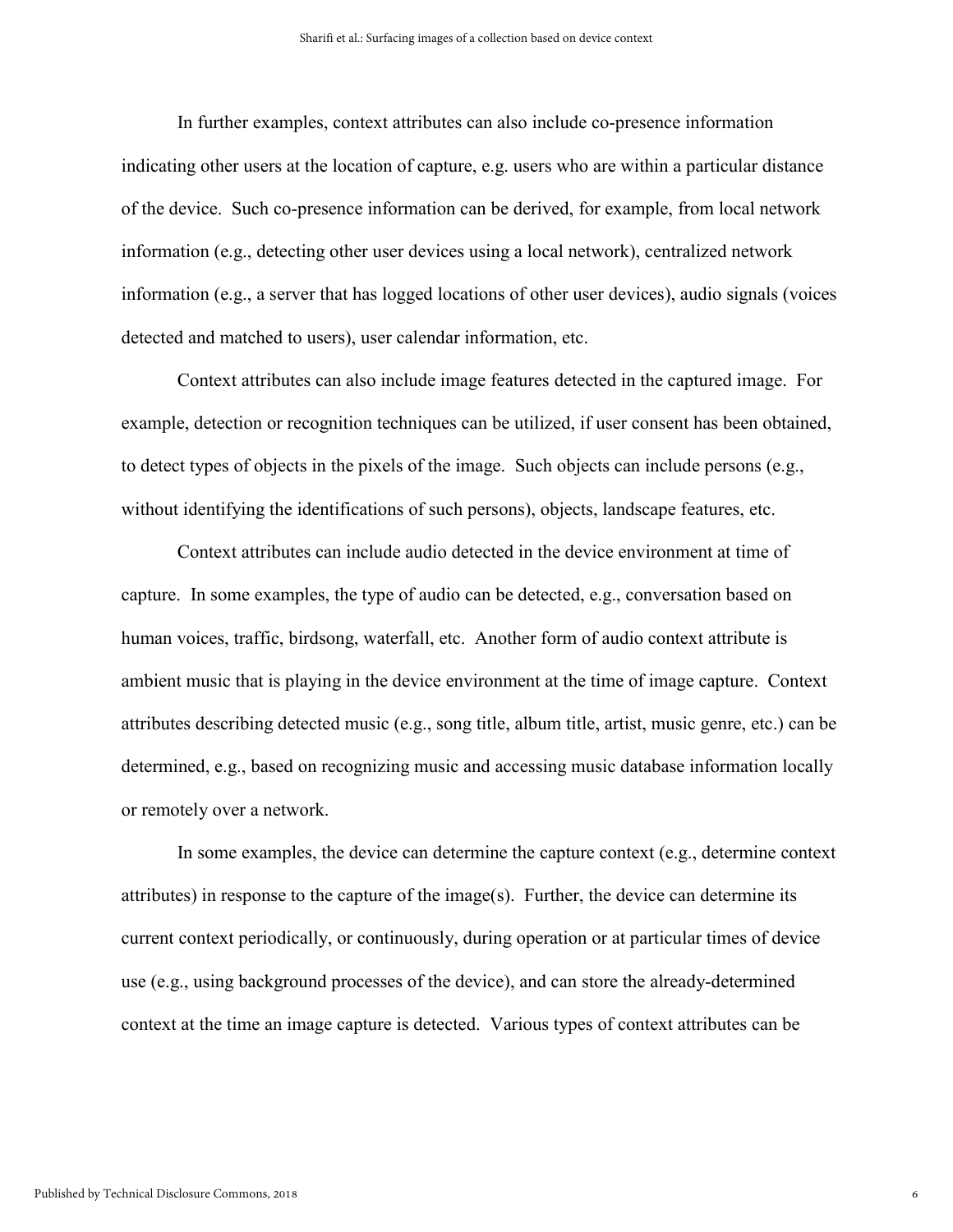In further examples, context attributes can also include co-presence information indicating other users at the location of capture, e.g. users who are within a particular distance of the device. Such co-presence information can be derived, for example, from local network information (e.g., detecting other user devices using a local network), centralized network information (e.g., a server that has logged locations of other user devices), audio signals (voices detected and matched to users), user calendar information, etc.

Context attributes can also include image features detected in the captured image. For example, detection or recognition techniques can be utilized, if user consent has been obtained, to detect types of objects in the pixels of the image. Such objects can include persons (e.g., without identifying the identifications of such persons), objects, landscape features, etc.

Context attributes can include audio detected in the device environment at time of capture. In some examples, the type of audio can be detected, e.g., conversation based on human voices, traffic, birdsong, waterfall, etc. Another form of audio context attribute is ambient music that is playing in the device environment at the time of image capture. Context attributes describing detected music (e.g., song title, album title, artist, music genre, etc.) can be determined, e.g., based on recognizing music and accessing music database information locally or remotely over a network.

In some examples, the device can determine the capture context (e.g., determine context attributes) in response to the capture of the image(s). Further, the device can determine its current context periodically, or continuously, during operation or at particular times of device use (e.g., using background processes of the device), and can store the already-determined context at the time an image capture is detected. Various types of context attributes can be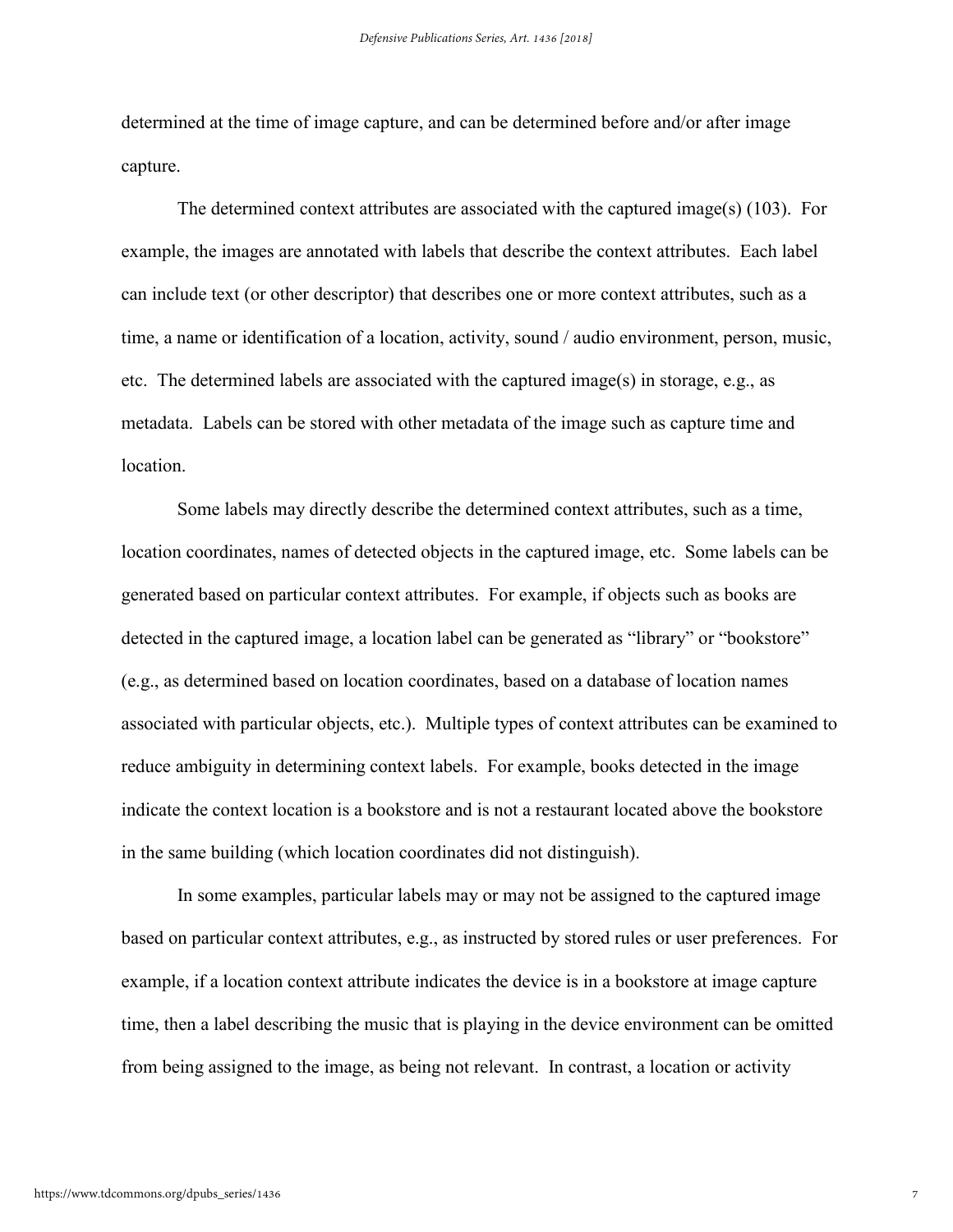determined at the time of image capture, and can be determined before and/or after image capture.

The determined context attributes are associated with the captured image(s) (103). For example, the images are annotated with labels that describe the context attributes. Each label can include text (or other descriptor) that describes one or more context attributes, such as a time, a name or identification of a location, activity, sound / audio environment, person, music, etc. The determined labels are associated with the captured image(s) in storage, e.g., as metadata. Labels can be stored with other metadata of the image such as capture time and location.

Some labels may directly describe the determined context attributes, such as a time, location coordinates, names of detected objects in the captured image, etc. Some labels can be generated based on particular context attributes. For example, if objects such as books are detected in the captured image, a location label can be generated as "library" or "bookstore" (e.g., as determined based on location coordinates, based on a database of location names associated with particular objects, etc.). Multiple types of context attributes can be examined to reduce ambiguity in determining context labels. For example, books detected in the image indicate the context location is a bookstore and is not a restaurant located above the bookstore in the same building (which location coordinates did not distinguish).

In some examples, particular labels may or may not be assigned to the captured image based on particular context attributes, e.g., as instructed by stored rules or user preferences. For example, if a location context attribute indicates the device is in a bookstore at image capture time, then a label describing the music that is playing in the device environment can be omitted from being assigned to the image, as being not relevant. In contrast, a location or activity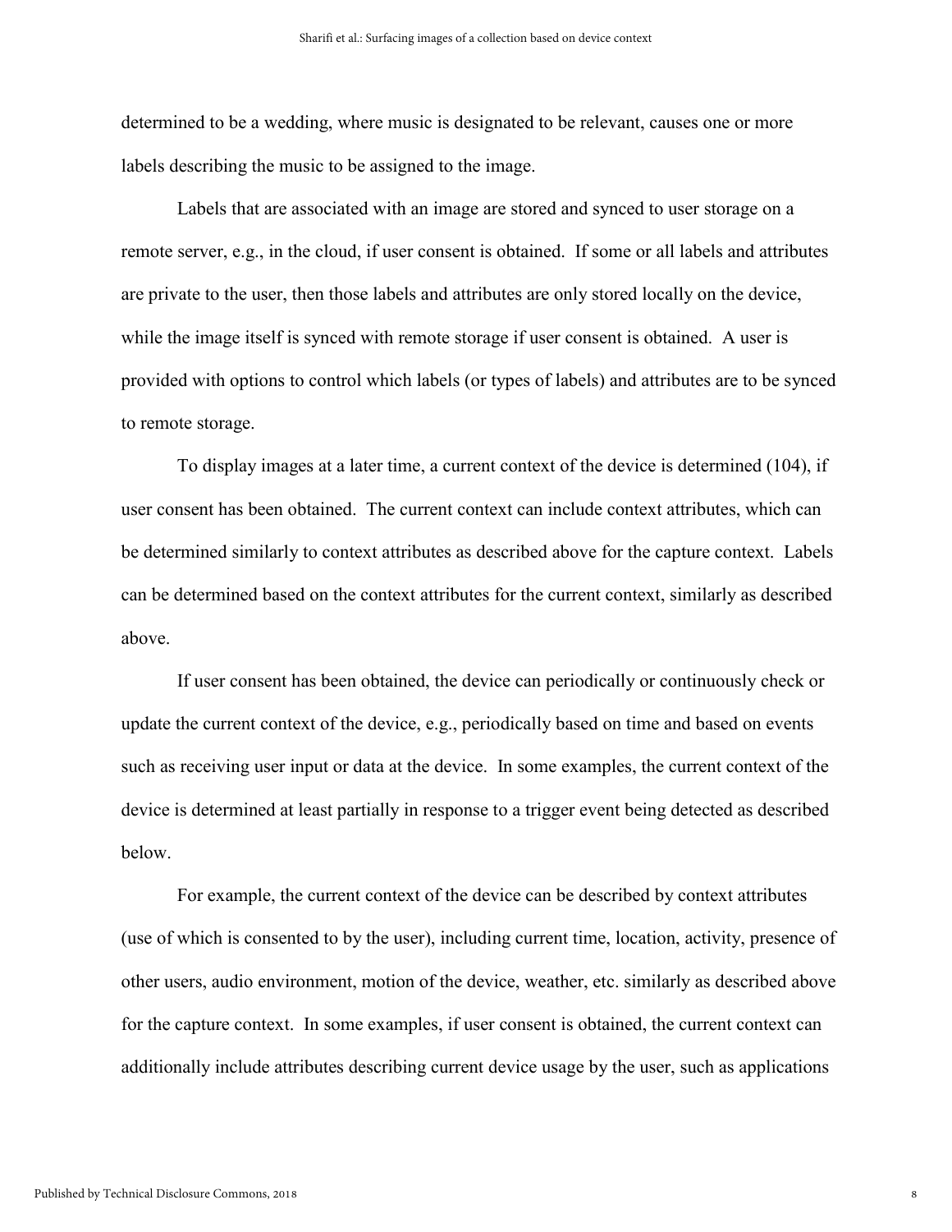determined to be a wedding, where music is designated to be relevant, causes one or more labels describing the music to be assigned to the image.

Labels that are associated with an image are stored and synced to user storage on a remote server, e.g., in the cloud, if user consent is obtained. If some or all labels and attributes are private to the user, then those labels and attributes are only stored locally on the device, while the image itself is synced with remote storage if user consent is obtained. A user is provided with options to control which labels (or types of labels) and attributes are to be synced to remote storage.

To display images at a later time, a current context of the device is determined (104), if user consent has been obtained. The current context can include context attributes, which can be determined similarly to context attributes as described above for the capture context. Labels can be determined based on the context attributes for the current context, similarly as described above.

If user consent has been obtained, the device can periodically or continuously check or update the current context of the device, e.g., periodically based on time and based on events such as receiving user input or data at the device. In some examples, the current context of the device is determined at least partially in response to a trigger event being detected as described below.

For example, the current context of the device can be described by context attributes (use of which is consented to by the user), including current time, location, activity, presence of other users, audio environment, motion of the device, weather, etc. similarly as described above for the capture context. In some examples, if user consent is obtained, the current context can additionally include attributes describing current device usage by the user, such as applications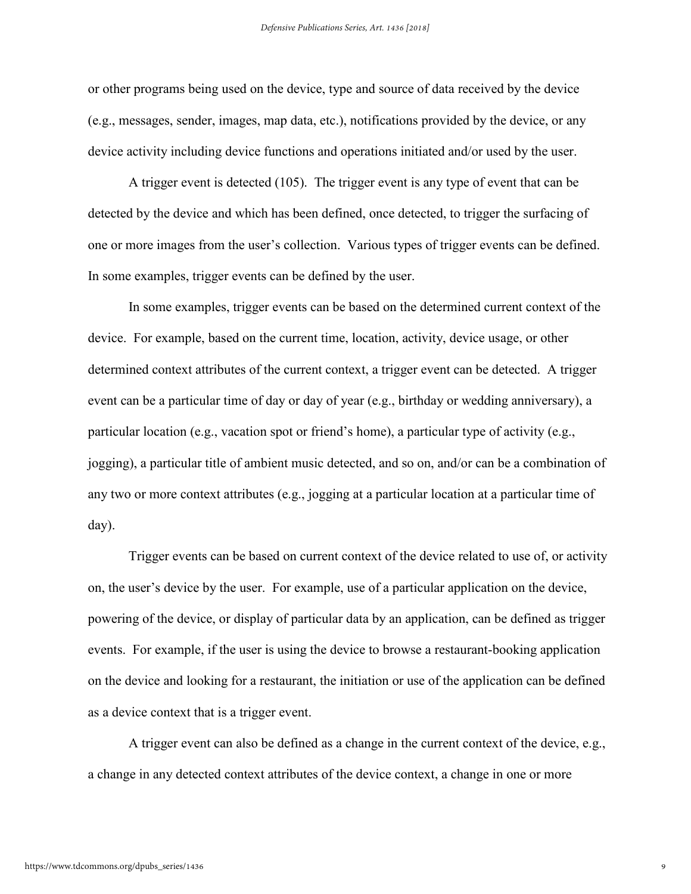or other programs being used on the device, type and source of data received by the device (e.g., messages, sender, images, map data, etc.), notifications provided by the device, or any device activity including device functions and operations initiated and/or used by the user.

A trigger event is detected (105). The trigger event is any type of event that can be detected by the device and which has been defined, once detected, to trigger the surfacing of one or more images from the user's collection. Various types of trigger events can be defined. In some examples, trigger events can be defined by the user.

In some examples, trigger events can be based on the determined current context of the device. For example, based on the current time, location, activity, device usage, or other determined context attributes of the current context, a trigger event can be detected. A trigger event can be a particular time of day or day of year (e.g., birthday or wedding anniversary), a particular location (e.g., vacation spot or friend's home), a particular type of activity (e.g., jogging), a particular title of ambient music detected, and so on, and/or can be a combination of any two or more context attributes (e.g., jogging at a particular location at a particular time of day).

Trigger events can be based on current context of the device related to use of, or activity on, the user's device by the user. For example, use of a particular application on the device, powering of the device, or display of particular data by an application, can be defined as trigger events. For example, if the user is using the device to browse a restaurant-booking application on the device and looking for a restaurant, the initiation or use of the application can be defined as a device context that is a trigger event.

A trigger event can also be defined as a change in the current context of the device, e.g., a change in any detected context attributes of the device context, a change in one or more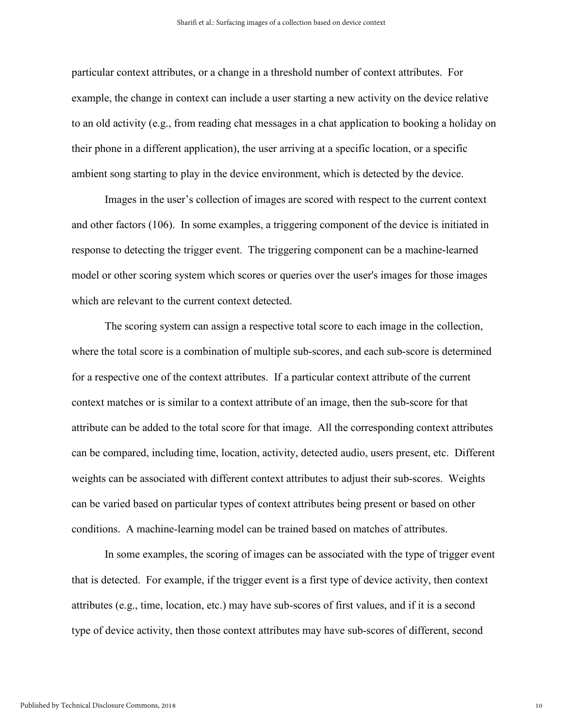particular context attributes, or a change in a threshold number of context attributes. For example, the change in context can include a user starting a new activity on the device relative to an old activity (e.g., from reading chat messages in a chat application to booking a holiday on their phone in a different application), the user arriving at a specific location, or a specific ambient song starting to play in the device environment, which is detected by the device.

Images in the user's collection of images are scored with respect to the current context and other factors (106). In some examples, a triggering component of the device is initiated in response to detecting the trigger event. The triggering component can be a machine-learned model or other scoring system which scores or queries over the user's images for those images which are relevant to the current context detected.

The scoring system can assign a respective total score to each image in the collection, where the total score is a combination of multiple sub-scores, and each sub-score is determined for a respective one of the context attributes. If a particular context attribute of the current context matches or is similar to a context attribute of an image, then the sub-score for that attribute can be added to the total score for that image. All the corresponding context attributes can be compared, including time, location, activity, detected audio, users present, etc. Different weights can be associated with different context attributes to adjust their sub-scores. Weights can be varied based on particular types of context attributes being present or based on other conditions. A machine-learning model can be trained based on matches of attributes.

In some examples, the scoring of images can be associated with the type of trigger event that is detected. For example, if the trigger event is a first type of device activity, then context attributes (e.g., time, location, etc.) may have sub-scores of first values, and if it is a second type of device activity, then those context attributes may have sub-scores of different, second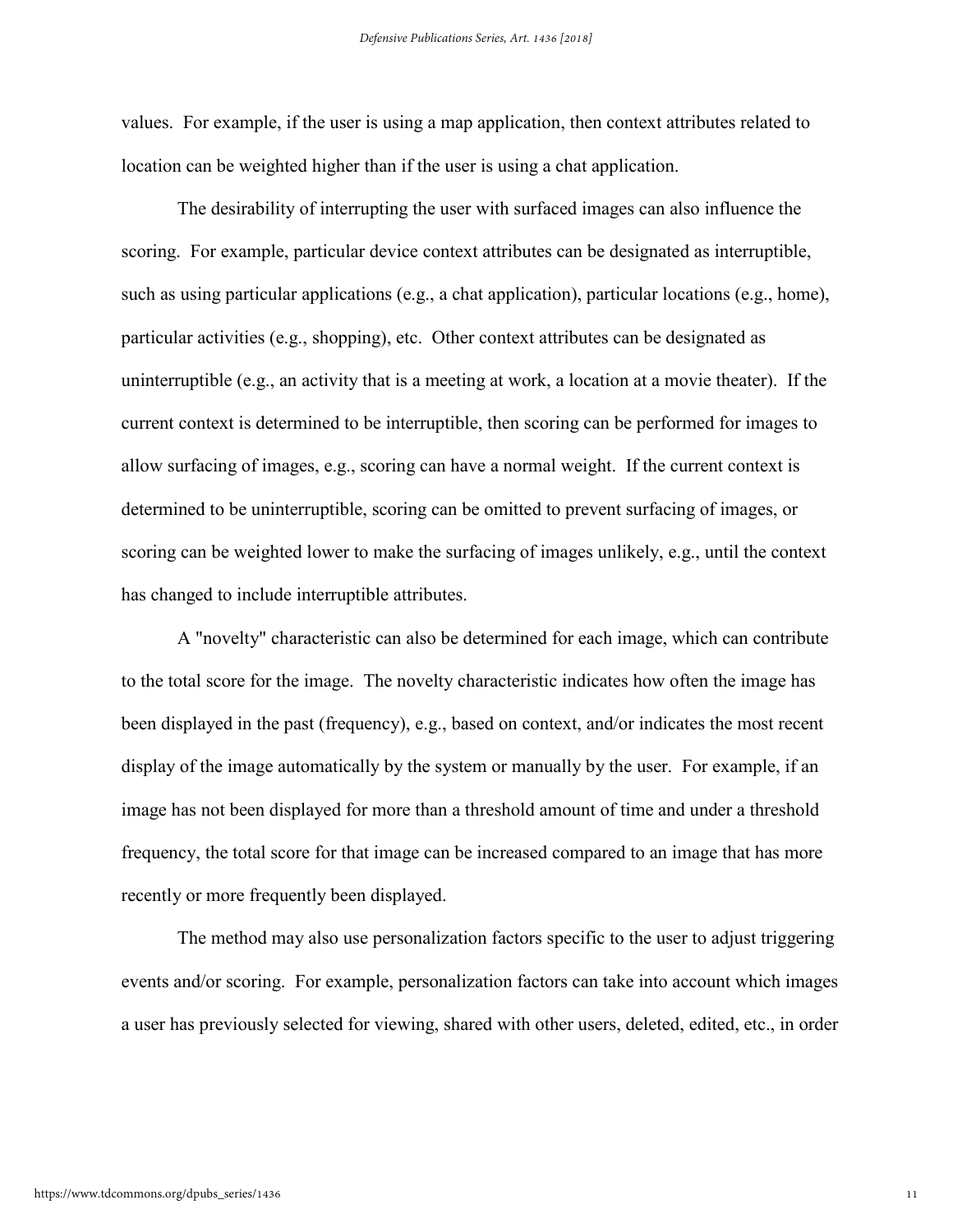values. For example, if the user is using a map application, then context attributes related to location can be weighted higher than if the user is using a chat application.

The desirability of interrupting the user with surfaced images can also influence the scoring. For example, particular device context attributes can be designated as interruptible, such as using particular applications (e.g., a chat application), particular locations (e.g., home), particular activities (e.g., shopping), etc. Other context attributes can be designated as uninterruptible (e.g., an activity that is a meeting at work, a location at a movie theater). If the current context is determined to be interruptible, then scoring can be performed for images to allow surfacing of images, e.g., scoring can have a normal weight. If the current context is determined to be uninterruptible, scoring can be omitted to prevent surfacing of images, or scoring can be weighted lower to make the surfacing of images unlikely, e.g., until the context has changed to include interruptible attributes.

A "novelty" characteristic can also be determined for each image, which can contribute to the total score for the image. The novelty characteristic indicates how often the image has been displayed in the past (frequency), e.g., based on context, and/or indicates the most recent display of the image automatically by the system or manually by the user. For example, if an image has not been displayed for more than a threshold amount of time and under a threshold frequency, the total score for that image can be increased compared to an image that has more recently or more frequently been displayed.

The method may also use personalization factors specific to the user to adjust triggering events and/or scoring. For example, personalization factors can take into account which images a user has previously selected for viewing, shared with other users, deleted, edited, etc., in order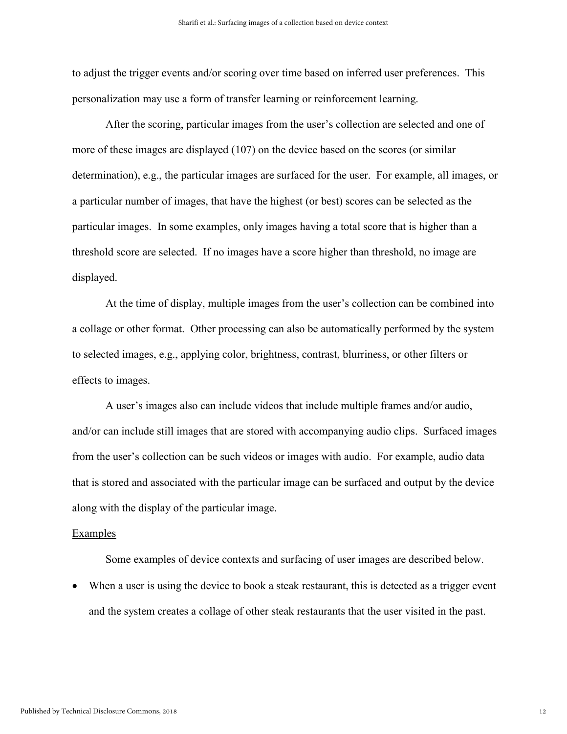to adjust the trigger events and/or scoring over time based on inferred user preferences. This personalization may use a form of transfer learning or reinforcement learning.

After the scoring, particular images from the user's collection are selected and one of more of these images are displayed (107) on the device based on the scores (or similar determination), e.g., the particular images are surfaced for the user. For example, all images, or a particular number of images, that have the highest (or best) scores can be selected as the particular images. In some examples, only images having a total score that is higher than a threshold score are selected. If no images have a score higher than threshold, no image are displayed.

At the time of display, multiple images from the user's collection can be combined into a collage or other format. Other processing can also be automatically performed by the system to selected images, e.g., applying color, brightness, contrast, blurriness, or other filters or effects to images.

A user's images also can include videos that include multiple frames and/or audio, and/or can include still images that are stored with accompanying audio clips. Surfaced images from the user's collection can be such videos or images with audio. For example, audio data that is stored and associated with the particular image can be surfaced and output by the device along with the display of the particular image.

<u>Examples</u>

Some examples of device contexts and surfacing of user images are described below.

- When a user is using the device to book a steak restaurant, this is detected as a trigger event and the system creates a collage of other steak restaurants that the user visited in the past.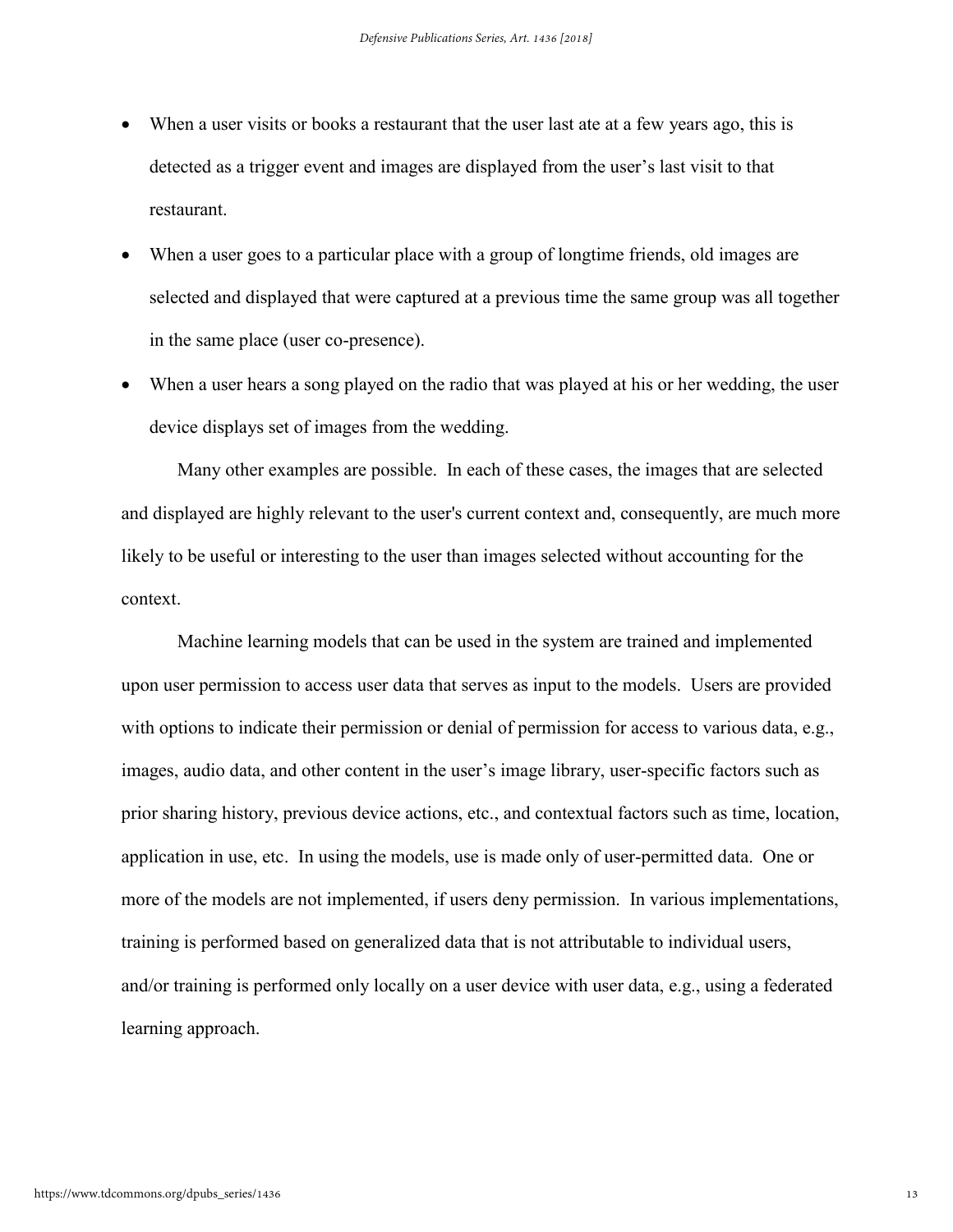- When a user visits or books a restaurant that the user last ate at a few years ago, this is detected as a trigger event and images are displayed from the user's last visit to that restaurant.
- When a user goes to a particular place with a group of longtime friends, old images are selected and displayed that were captured at a previous time the same group was all together in the same place (user co-presence).
- When a user hears a song played on the radio that was played at his or her wedding, the user device displays set of images from the wedding.

Many other examples are possible. In each of these cases, the images that are selected and displayed are highly relevant to the user's current context and, consequently, are much more likely to be useful or interesting to the user than images selected without accounting for the context.

Machine learning models that can be used in the system are trained and implemented upon user permission to access user data that serves as input to the models. Users are provided with options to indicate their permission or denial of permission for access to various data, e.g., images, audio data, and other content in the user's image library, user-specific factors such as prior sharing history, previous device actions, etc., and contextual factors such as time, location, application in use, etc. In using the models, use is made only of user-permitted data. One or more of the models are not implemented, if users deny permission. In various implementations, training is performed based on generalized data that is not attributable to individual users, and/or training is performed only locally on a user device with user data, e.g., using a federated learning approach.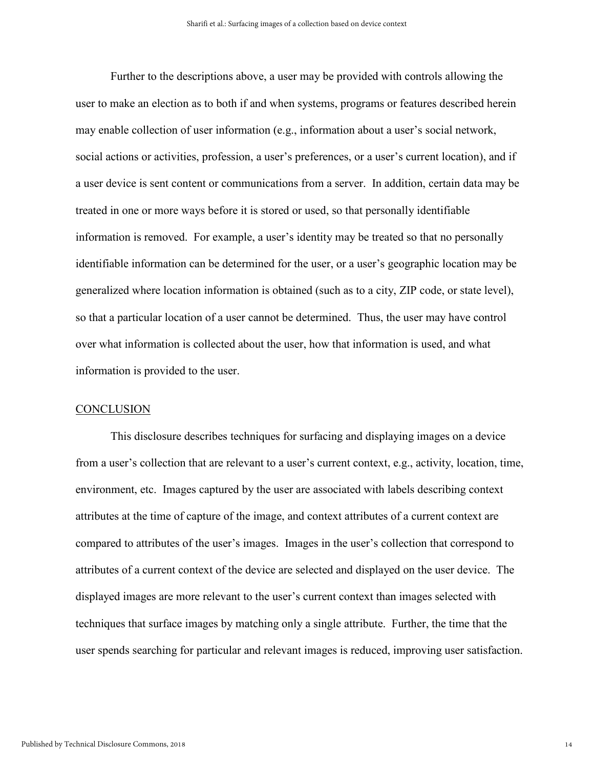Further to the descriptions above, a user may be provided with controls allowing the user to make an election as to both if and when systems, programs or features described herein may enable collection of user information (e.g., information about a user's social network, social actions or activities, profession, a user's preferences, or a user's current location), and if a user device is sent content or communications from a server. In addition, certain data may be treated in one or more ways before it is stored or used, so that personally identifiable information is removed. For example, a user's identity may be treated so that no personally identifiable information can be determined for the user, or a user's geographic location may be generalized where location information is obtained (such as to a city, ZIP code, or state level), so that a particular location of a user cannot be determined. Thus, the user may have control over what information is collected about the user, how that information is used, and what information is provided to the user.

## CONCLUSION

This disclosure describes techniques for surfacing and displaying images on a device from a user's collection that are relevant to a user's current context, e.g., activity, location, time, environment, etc. Images captured by the user are associated with labels describing context attributes at the time of capture of the image, and context attributes of a current context are compared to attributes of the user's images. Images in the user's collection that correspond to attributes of a current context of the device are selected and displayed on the user device. The displayed images are more relevant to the user's current context than images selected with techniques that surface images by matching only a single attribute. Further, the time that the user spends searching for particular and relevant images is reduced, improving user satisfaction.